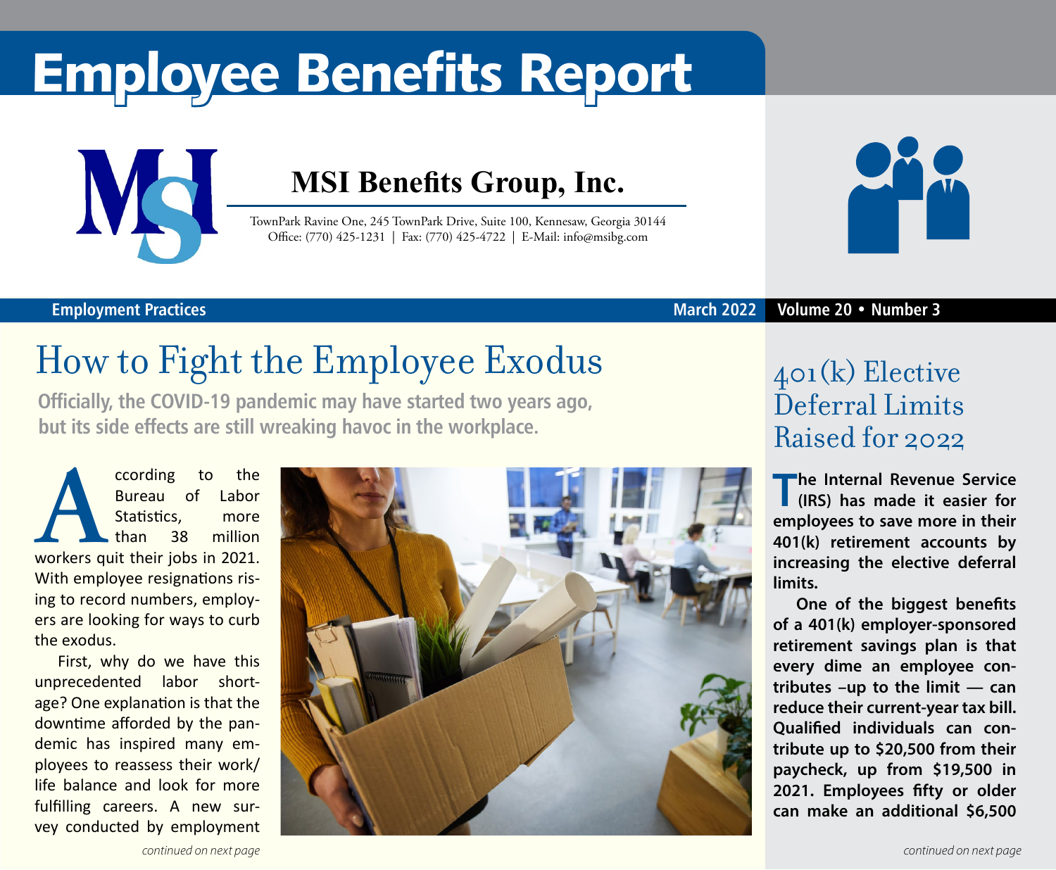# Employee Benefits Report

**MSI Benefits Group, Inc.**

TownPark Ravine One, 245 TownPark Drive, Suite 100, Kennesaw, Georgia 30144
Office: (770) 425-1231 | Fax: (770) 425-4722 | E-Mail: info@msibg.com

Employment Practices

March 2022 Volume 20 • Number 3

## How to Fight the Employee Exodus

**Officially, the COVID-19 pandemic may have started two years ago, but its side effects are still wreaking havoc in the workplace.**

According to the Bureau of Labor Statistics, more than 38 million workers quit their jobs in 2021. With employee resignations rising to record numbers, employers are looking for ways to curb the exodus.

First, why do we have this unprecedented labor shortage? One explanation is that the downtime afforded by the pandemic has inspired many employees to reassess their work/life balance and look for more fulfilling careers. A new survey conducted by employment

*continued on next page*

## 401(k) Elective Deferral Limits Raised for 2022

**The Internal Revenue Service (IRS) has made it easier for employees to save more in their 401(k) retirement accounts by increasing the elective deferral limits.**

**One of the biggest benefits of a 401(k) employer-sponsored retirement savings plan is that every dime an employee contributes –up to the limit — can reduce their current-year tax bill. Qualified individuals can contribute up to $20,500 from their paycheck, up from $19,500 in 2021. Employees fifty or older can make an additional $6,500**

*continued on next page*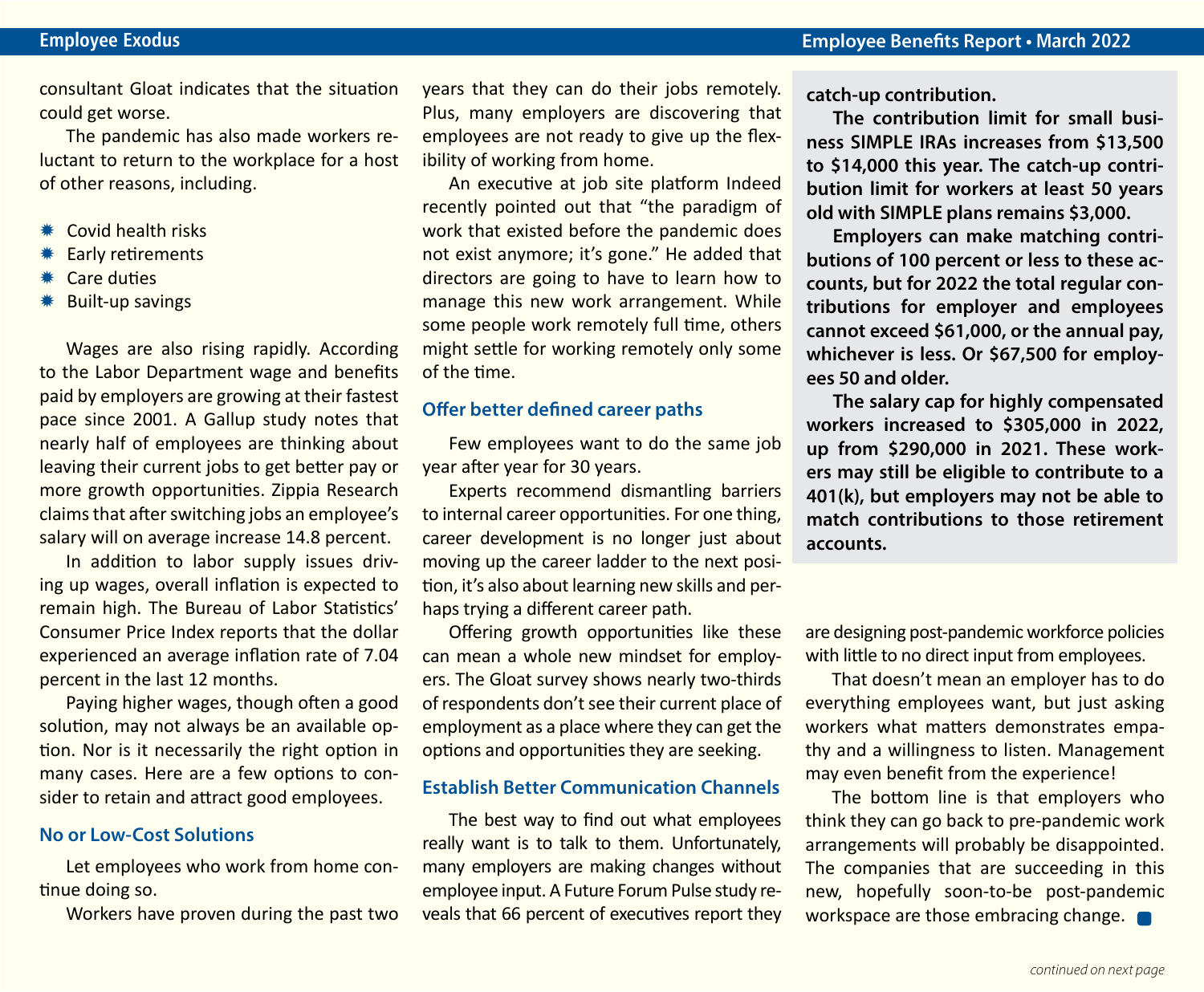consultant Gloat indicates that the situation could get worse.

The pandemic has also made workers reluctant to return to the workplace for a host of other reasons, including.

- Covid health risks
- Early retirements
- Care duties
- Built-up savings

Wages are also rising rapidly. According to the Labor Department wage and benefits paid by employers are growing at their fastest pace since 2001. A Gallup study notes that nearly half of employees are thinking about leaving their current jobs to get better pay or more growth opportunities. Zippia Research claims that after switching jobs an employee's salary will on average increase 14.8 percent.

In addition to labor supply issues driving up wages, overall inflation is expected to remain high. The Bureau of Labor Statistics' Consumer Price Index reports that the dollar experienced an average inflation rate of 7.04 percent in the last 12 months.

Paying higher wages, though often a good solution, may not always be an available option. Nor is it necessarily the right option in many cases. Here are a few options to consider to retain and attract good employees.

## No or Low-Cost Solutions

Let employees who work from home continue doing so.

Workers have proven during the past two years that they can do their jobs remotely. Plus, many employers are discovering that employees are not ready to give up the flexibility of working from home.

An executive at job site platform Indeed recently pointed out that "the paradigm of work that existed before the pandemic does not exist anymore; it's gone." He added that directors are going to have to learn how to manage this new work arrangement. While some people work remotely full time, others might settle for working remotely only some of the time.

## Offer better defined career paths

Few employees want to do the same job year after year for 30 years.

Experts recommend dismantling barriers to internal career opportunities. For one thing, career development is no longer just about moving up the career ladder to the next position, it's also about learning new skills and perhaps trying a different career path.

Offering growth opportunities like these can mean a whole new mindset for employers. The Gloat survey shows nearly two-thirds of respondents don't see their current place of employment as a place where they can get the options and opportunities they are seeking.

## Establish Better Communication Channels

The best way to find out what employees really want is to talk to them. Unfortunately, many employers are making changes without employee input. A Future Forum Pulse study reveals that 66 percent of executives report they are designing post-pandemic workforce policies with little to no direct input from employees.

That doesn't mean an employer has to do everything employees want, but just asking workers what matters demonstrates empathy and a willingness to listen. Management may even benefit from the experience!

The bottom line is that employers who think they can go back to pre-pandemic work arrangements will probably be disappointed. The companies that are succeeding in this new, hopefully soon-to-be post-pandemic workspace are those embracing change.

**catch-up contribution.**

**The contribution limit for small business SIMPLE IRAs increases from $13,500 to $14,000 this year. The catch-up contribution limit for workers at least 50 years old with SIMPLE plans remains $3,000.**

**Employers can make matching contributions of 100 percent or less to these accounts, but for 2022 the total regular contributions for employer and employees cannot exceed $61,000, or the annual pay, whichever is less. Or $67,500 for employees 50 and older.**

**The salary cap for highly compensated workers increased to $305,000 in 2022, up from $290,000 in 2021. These workers may still be eligible to contribute to a 401(k), but employers may not be able to match contributions to those retirement accounts.**

*continued on next page*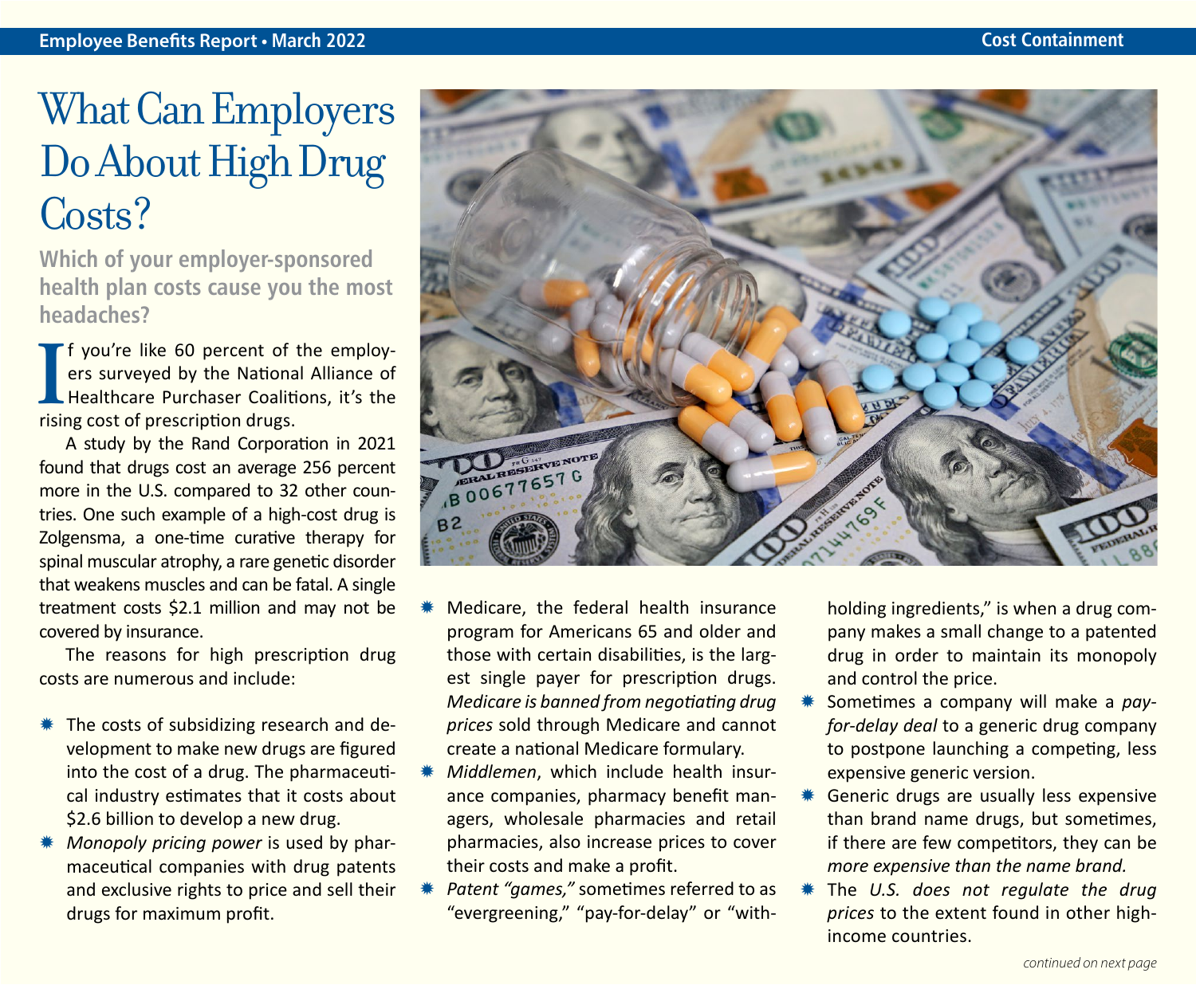# What Can Employers Do About High Drug Costs?

**Which of your employer-sponsored health plan costs cause you the most headaches?**

If you're like 60 percent of the employers surveyed by the National Alliance of Healthcare Purchaser Coalitions, it's the rising cost of prescription drugs.

A study by the Rand Corporation in 2021 found that drugs cost an average 256 percent more in the U.S. compared to 32 other countries. One such example of a high-cost drug is Zolgensma, a one-time curative therapy for spinal muscular atrophy, a rare genetic disorder that weakens muscles and can be fatal. A single treatment costs $2.1 million and may not be covered by insurance.

The reasons for high prescription drug costs are numerous and include:

- The costs of subsidizing research and development to make new drugs are figured into the cost of a drug. The pharmaceutical industry estimates that it costs about $2.6 billion to develop a new drug.
- *Monopoly pricing power* is used by pharmaceutical companies with drug patents and exclusive rights to price and sell their drugs for maximum profit.
- Medicare, the federal health insurance program for Americans 65 and older and those with certain disabilities, is the largest single payer for prescription drugs. *Medicare is banned from negotiating drug prices* sold through Medicare and cannot create a national Medicare formulary.
- *Middlemen*, which include health insurance companies, pharmacy benefit managers, wholesale pharmacies and retail pharmacies, also increase prices to cover their costs and make a profit.
- *Patent "games,"* sometimes referred to as "evergreening," "pay-for-delay" or "withholding ingredients," is when a drug company makes a small change to a patented drug in order to maintain its monopoly and control the price.
- Sometimes a company will make a *pay-for-delay deal* to a generic drug company to postpone launching a competing, less expensive generic version.
- Generic drugs are usually less expensive than brand name drugs, but sometimes, if there are few competitors, they can be *more expensive than the name brand.*
- The *U.S. does not regulate the drug prices* to the extent found in other high-income countries.

*continued on next page*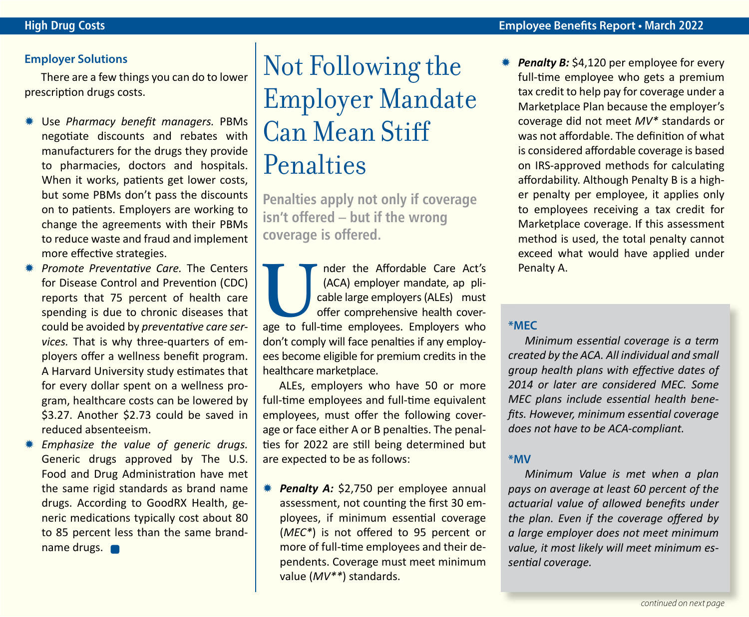## Employer Solutions

There are a few things you can do to lower prescription drugs costs.

- Use *Pharmacy benefit managers.* PBMs negotiate discounts and rebates with manufacturers for the drugs they provide to pharmacies, doctors and hospitals. When it works, patients get lower costs, but some PBMs don't pass the discounts on to patients. Employers are working to change the agreements with their PBMs to reduce waste and fraud and implement more effective strategies.
- *Promote Preventative Care.* The Centers for Disease Control and Prevention (CDC) reports that 75 percent of health care spending is due to chronic diseases that could be avoided by *preventative care services.* That is why three-quarters of employers offer a wellness benefit program. A Harvard University study estimates that for every dollar spent on a wellness program, healthcare costs can be lowered by $3.27. Another $2.73 could be saved in reduced absenteeism.
- *Emphasize the value of generic drugs.* Generic drugs approved by The U.S. Food and Drug Administration have met the same rigid standards as brand name drugs. According to GoodRX Health, generic medications typically cost about 80 to 85 percent less than the same brand-name drugs.

# Not Following the Employer Mandate Can Mean Stiff Penalties

**Penalties apply not only if coverage isn't offered – but if the wrong coverage is offered.**

Under the Affordable Care Act's (ACA) employer mandate, applicable large employers (ALEs) must offer comprehensive health coverage to full-time employees. Employers who don't comply will face penalties if any employees become eligible for premium credits in the healthcare marketplace.

ALEs, employers who have 50 or more full-time employees and full-time equivalent employees, must offer the following coverage or face either A or B penalties. The penalties for 2022 are still being determined but are expected to be as follows:

- ***Penalty A:*** $2,750 per employee annual assessment, not counting the first 30 employees, if minimum essential coverage (*MEC**) is not offered to 95 percent or more of full-time employees and their dependents. Coverage must meet minimum value (*MV***) standards.
- ***Penalty B:*** $4,120 per employee for every full-time employee who gets a premium tax credit to help pay for coverage under a Marketplace Plan because the employer's coverage did not meet *MV** standards or was not affordable. The definition of what is considered affordable coverage is based on IRS-approved methods for calculating affordability. Although Penalty B is a higher penalty per employee, it applies only to employees receiving a tax credit for Marketplace coverage. If this assessment method is used, the total penalty cannot exceed what would have applied under Penalty A.

### *MEC

*Minimum essential coverage is a term created by the ACA. All individual and small group health plans with effective dates of 2014 or later are considered MEC. Some MEC plans include essential health benefits. However, minimum essential coverage does not have to be ACA-compliant.*

### *MV

*Minimum Value is met when a plan pays on average at least 60 percent of the actuarial value of allowed benefits under the plan. Even if the coverage offered by a large employer does not meet minimum value, it most likely will meet minimum essential coverage.*

*continued on next page*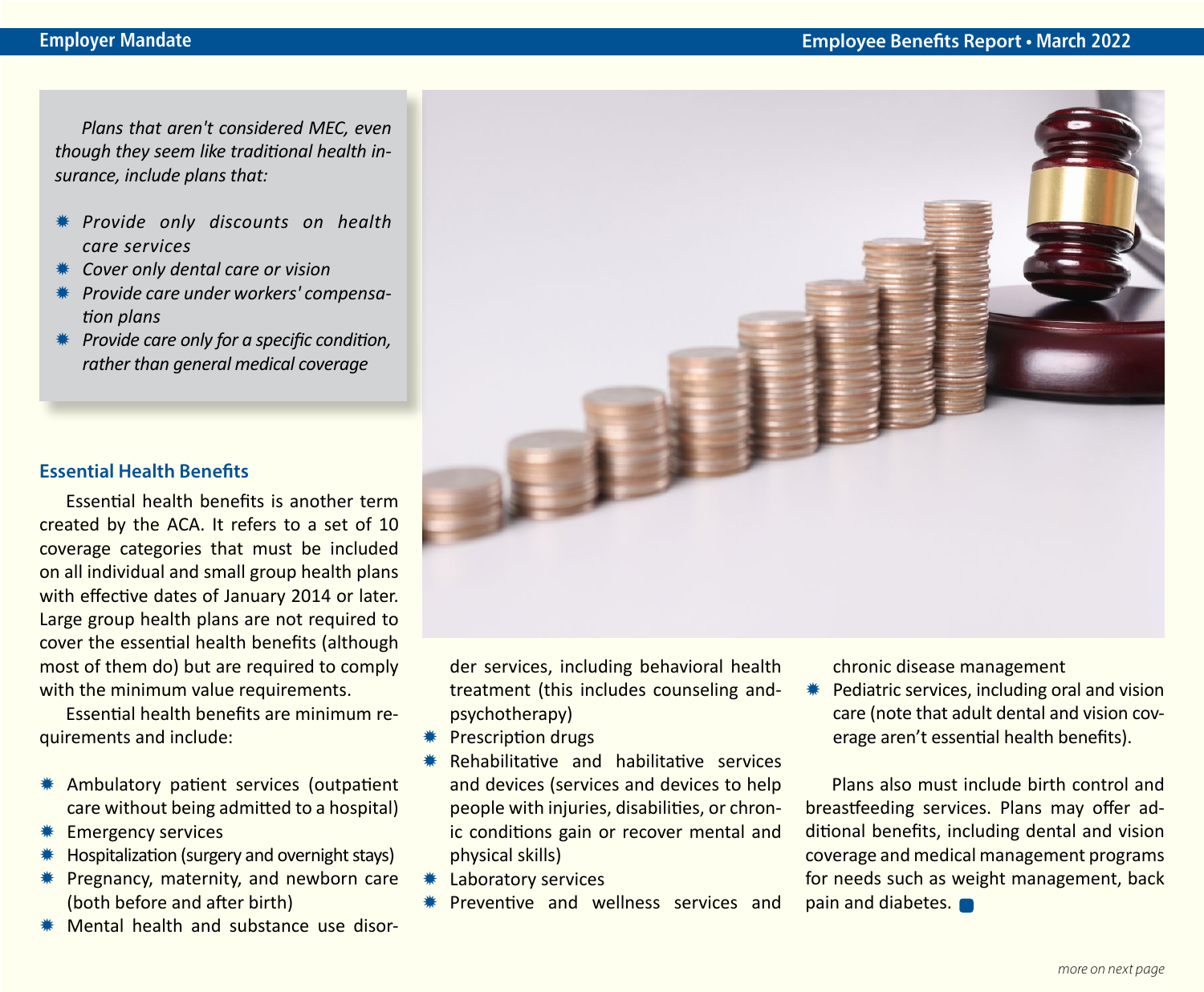*Plans that aren't considered MEC, even though they seem like traditional health insurance, include plans that:*

- *Provide only discounts on health care services*
- *Cover only dental care or vision*
- *Provide care under workers' compensation plans*
- *Provide care only for a specific condition, rather than general medical coverage*

## Essential Health Benefits

Essential health benefits is another term created by the ACA. It refers to a set of 10 coverage categories that must be included on all individual and small group health plans with effective dates of January 2014 or later. Large group health plans are not required to cover the essential health benefits (although most of them do) but are required to comply with the minimum value requirements.

Essential health benefits are minimum requirements and include:

- Ambulatory patient services (outpatient care without being admitted to a hospital)
- Emergency services
- Hospitalization (surgery and overnight stays)
- Pregnancy, maternity, and newborn care (both before and after birth)
- Mental health and substance use disorder services, including behavioral health treatment (this includes counseling and psychotherapy)
- Prescription drugs
- Rehabilitative and habilitative services and devices (services and devices to help people with injuries, disabilities, or chronic conditions gain or recover mental and physical skills)
- Laboratory services
- Preventive and wellness services and chronic disease management
- Pediatric services, including oral and vision care (note that adult dental and vision coverage aren't essential health benefits).

Plans also must include birth control and breastfeeding services. Plans may offer additional benefits, including dental and vision coverage and medical management programs for needs such as weight management, back pain and diabetes.

*more on next page*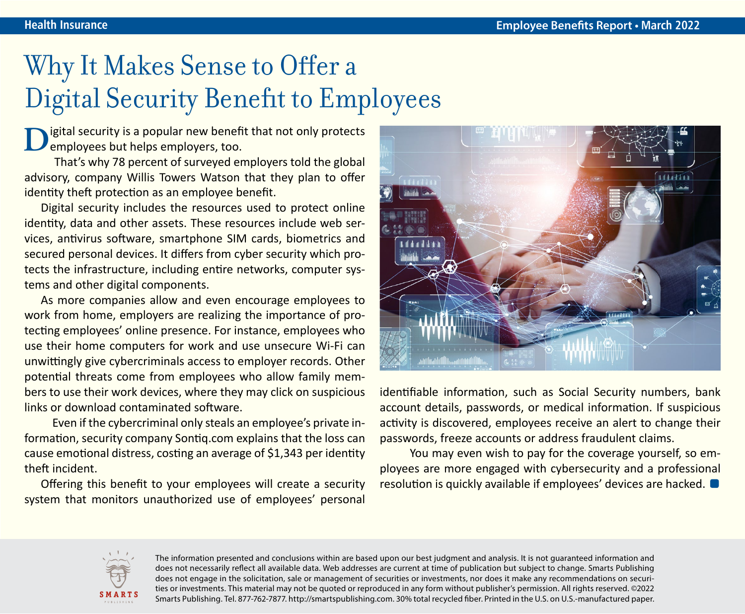# Why It Makes Sense to Offer a Digital Security Benefit to Employees

Digital security is a popular new benefit that not only protects employees but helps employers, too.

That's why 78 percent of surveyed employers told the global advisory, company Willis Towers Watson that they plan to offer identity theft protection as an employee benefit.

Digital security includes the resources used to protect online identity, data and other assets. These resources include web services, antivirus software, smartphone SIM cards, biometrics and secured personal devices. It differs from cyber security which protects the infrastructure, including entire networks, computer systems and other digital components.

As more companies allow and even encourage employees to work from home, employers are realizing the importance of protecting employees' online presence. For instance, employees who use their home computers for work and use unsecure Wi-Fi can unwittingly give cybercriminals access to employer records. Other potential threats come from employees who allow family members to use their work devices, where they may click on suspicious links or download contaminated software.

Even if the cybercriminal only steals an employee's private information, security company Sontiq.com explains that the loss can cause emotional distress, costing an average of $1,343 per identity theft incident.

Offering this benefit to your employees will create a security system that monitors unauthorized use of employees' personal identifiable information, such as Social Security numbers, bank account details, passwords, or medical information. If suspicious activity is discovered, employees receive an alert to change their passwords, freeze accounts or address fraudulent claims.

You may even wish to pay for the coverage yourself, so employees are more engaged with cybersecurity and a professional resolution is quickly available if employees' devices are hacked.

---

SMARTS PUBLISHING

The information presented and conclusions within are based upon our best judgment and analysis. It is not guaranteed information and does not necessarily reflect all available data. Web addresses are current at time of publication but subject to change. Smarts Publishing does not engage in the solicitation, sale or management of securities or investments, nor does it make any recommendations on securities or investments. This material may not be quoted or reproduced in any form without publisher's permission. All rights reserved. ©2022 Smarts Publishing. Tel. 877-762-7877. http://smartspublishing.com. 30% total recycled fiber. Printed in the U.S. on U.S.-manufactured paper.